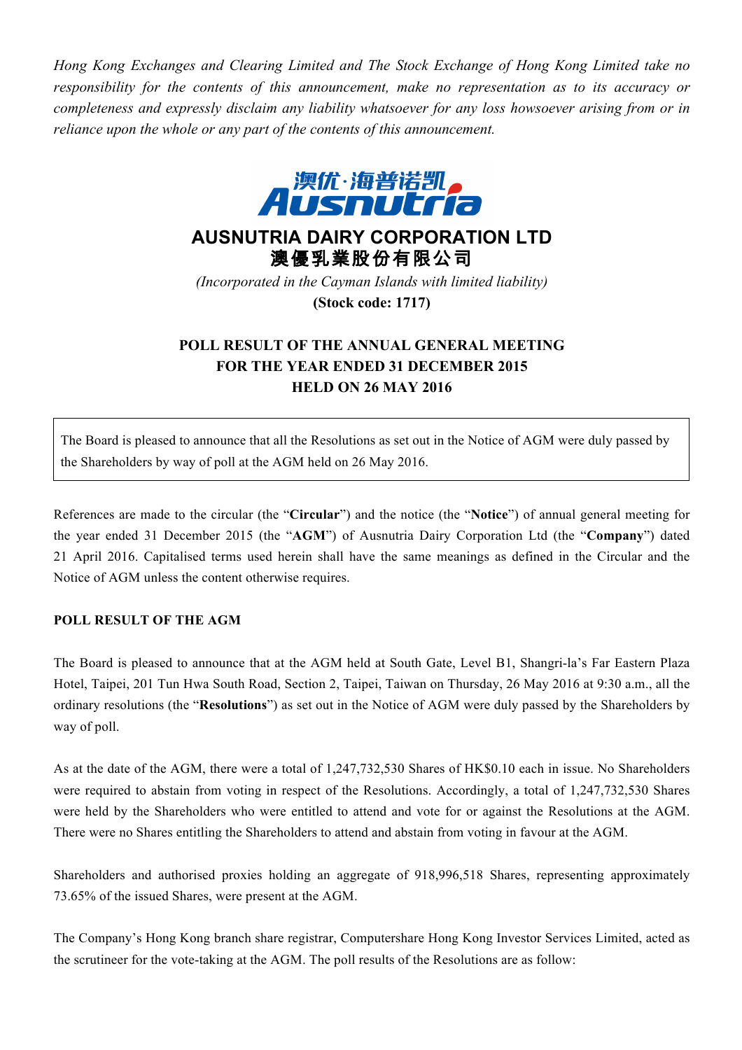*Hong Kong Exchanges and Clearing Limited and The Stock Exchange of Hong Kong Limited take no responsibility for the contents of this announcement, make no representation as to its accuracy or completeness and expressly disclaim any liability whatsoever for any loss howsoever arising from or in reliance upon the whole or any part of the contents of this announcement.*

# AUSNUTRIA DAIRY CORPORATION LTD
# 澳優乳業股份有限公司

*(Incorporated in the Cayman Islands with limited liability)*

**(Stock code: 1717)**

## POLL RESULT OF THE ANNUAL GENERAL MEETING FOR THE YEAR ENDED 31 DECEMBER 2015 HELD ON 26 MAY 2016

The Board is pleased to announce that all the Resolutions as set out in the Notice of AGM were duly passed by the Shareholders by way of poll at the AGM held on 26 May 2016.

References are made to the circular (the "**Circular**") and the notice (the "**Notice**") of annual general meeting for the year ended 31 December 2015 (the "**AGM**") of Ausnutria Dairy Corporation Ltd (the "**Company**") dated 21 April 2016. Capitalised terms used herein shall have the same meanings as defined in the Circular and the Notice of AGM unless the content otherwise requires.

**POLL RESULT OF THE AGM**

The Board is pleased to announce that at the AGM held at South Gate, Level B1, Shangri-la's Far Eastern Plaza Hotel, Taipei, 201 Tun Hwa South Road, Section 2, Taipei, Taiwan on Thursday, 26 May 2016 at 9:30 a.m., all the ordinary resolutions (the "**Resolutions**") as set out in the Notice of AGM were duly passed by the Shareholders by way of poll.

As at the date of the AGM, there were a total of 1,247,732,530 Shares of HK$0.10 each in issue. No Shareholders were required to abstain from voting in respect of the Resolutions. Accordingly, a total of 1,247,732,530 Shares were held by the Shareholders who were entitled to attend and vote for or against the Resolutions at the AGM. There were no Shares entitling the Shareholders to attend and abstain from voting in favour at the AGM.

Shareholders and authorised proxies holding an aggregate of 918,996,518 Shares, representing approximately 73.65% of the issued Shares, were present at the AGM.

The Company's Hong Kong branch share registrar, Computershare Hong Kong Investor Services Limited, acted as the scrutineer for the vote-taking at the AGM. The poll results of the Resolutions are as follow: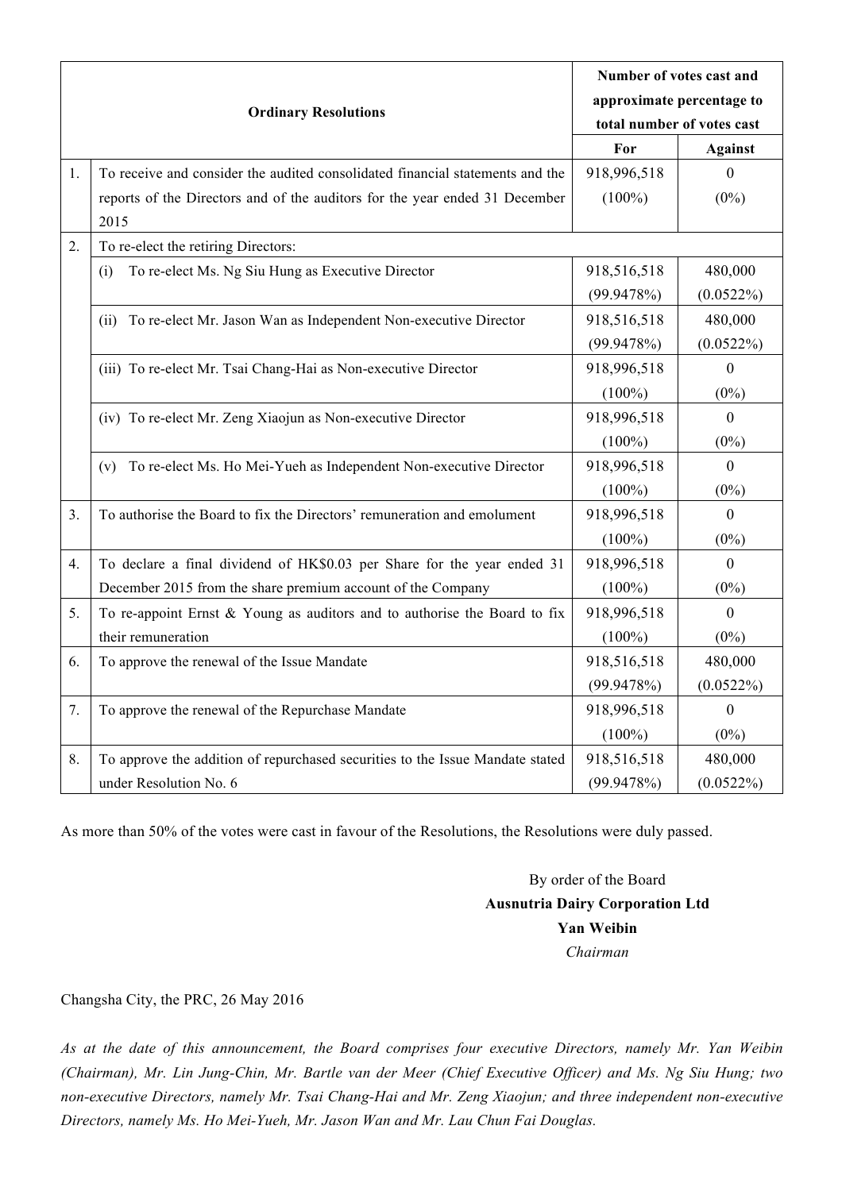| | Ordinary Resolutions | Number of votes cast and approximate percentage to total number of votes cast | |
|---|---|---|---|
| | | For | Against |
| 1. | To receive and consider the audited consolidated financial statements and the reports of the Directors and of the auditors for the year ended 31 December 2015 | 918,996,518 (100%) | 0 (0%) |
| 2. | To re-elect the retiring Directors: | | |
| | (i) To re-elect Ms. Ng Siu Hung as Executive Director | 918,516,518 (99.9478%) | 480,000 (0.0522%) |
| | (ii) To re-elect Mr. Jason Wan as Independent Non-executive Director | 918,516,518 (99.9478%) | 480,000 (0.0522%) |
| | (iii) To re-elect Mr. Tsai Chang-Hai as Non-executive Director | 918,996,518 (100%) | 0 (0%) |
| | (iv) To re-elect Mr. Zeng Xiaojun as Non-executive Director | 918,996,518 (100%) | 0 (0%) |
| | (v) To re-elect Ms. Ho Mei-Yueh as Independent Non-executive Director | 918,996,518 (100%) | 0 (0%) |
| 3. | To authorise the Board to fix the Directors' remuneration and emolument | 918,996,518 (100%) | 0 (0%) |
| 4. | To declare a final dividend of HK$0.03 per Share for the year ended 31 December 2015 from the share premium account of the Company | 918,996,518 (100%) | 0 (0%) |
| 5. | To re-appoint Ernst & Young as auditors and to authorise the Board to fix their remuneration | 918,996,518 (100%) | 0 (0%) |
| 6. | To approve the renewal of the Issue Mandate | 918,516,518 (99.9478%) | 480,000 (0.0522%) |
| 7. | To approve the renewal of the Repurchase Mandate | 918,996,518 (100%) | 0 (0%) |
| 8. | To approve the addition of repurchased securities to the Issue Mandate stated under Resolution No. 6 | 918,516,518 (99.9478%) | 480,000 (0.0522%) |

As more than 50% of the votes were cast in favour of the Resolutions, the Resolutions were duly passed.

By order of the Board
**Ausnutria Dairy Corporation Ltd**
**Yan Weibin**
*Chairman*

Changsha City, the PRC, 26 May 2016

*As at the date of this announcement, the Board comprises four executive Directors, namely Mr. Yan Weibin (Chairman), Mr. Lin Jung-Chin, Mr. Bartle van der Meer (Chief Executive Officer) and Ms. Ng Siu Hung; two non-executive Directors, namely Mr. Tsai Chang-Hai and Mr. Zeng Xiaojun; and three independent non-executive Directors, namely Ms. Ho Mei-Yueh, Mr. Jason Wan and Mr. Lau Chun Fai Douglas.*